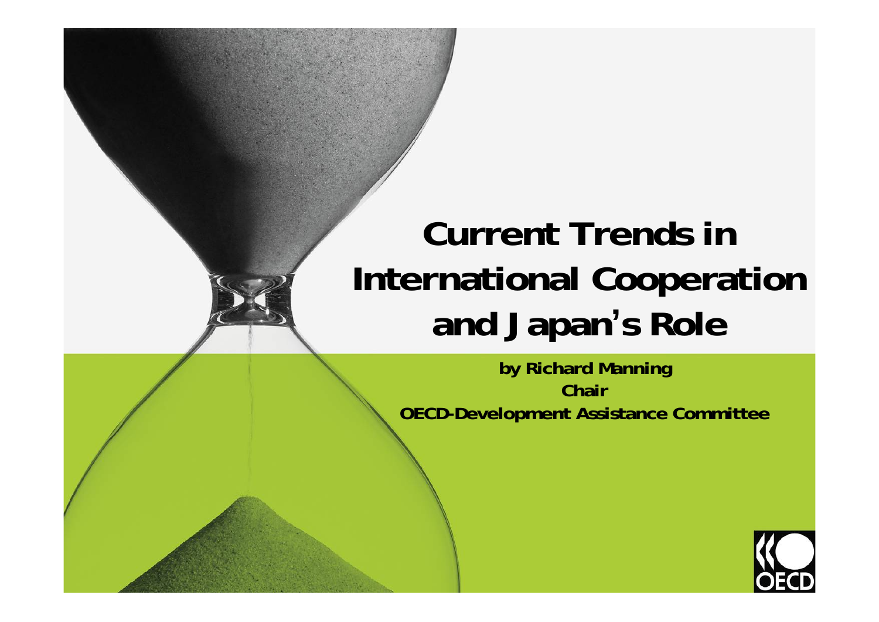# Current Trends in International Cooperation and Japan's Role

**by Richard Manning**

**Chair**

**OECD-Development Assistance Committee**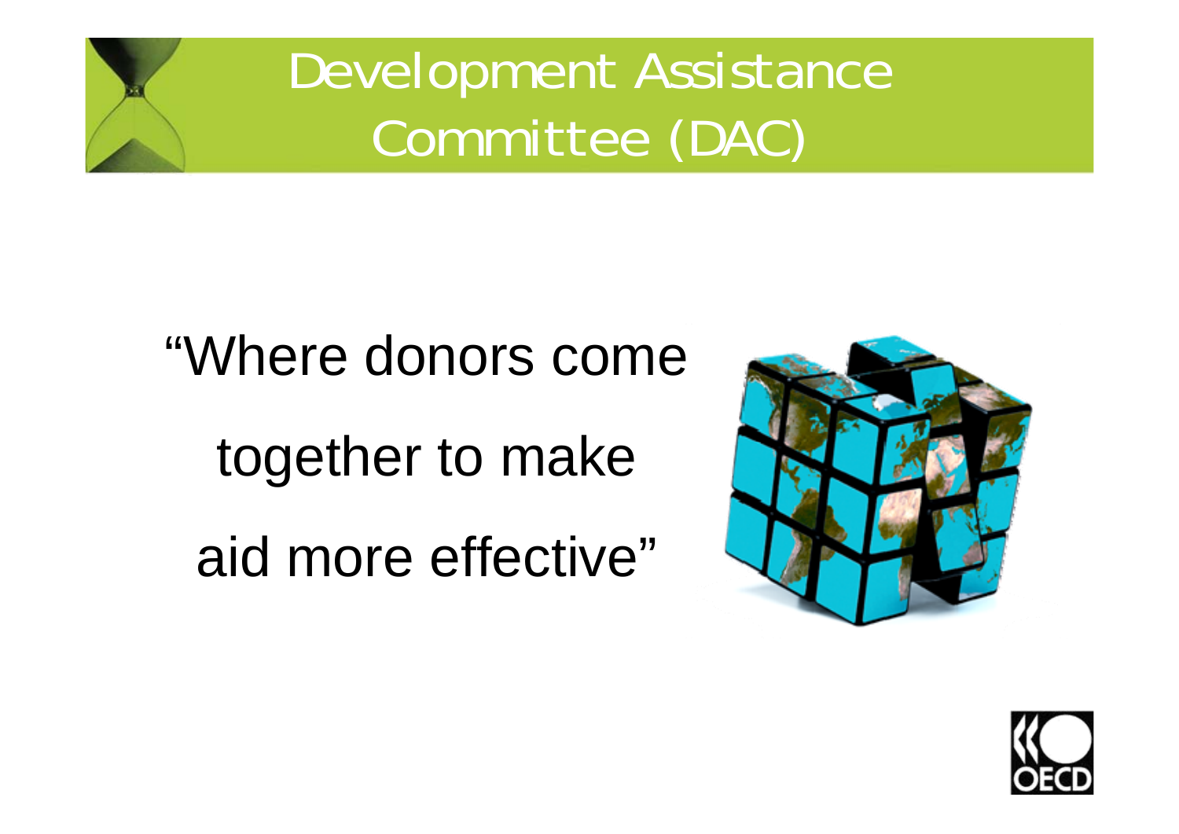# Development Assistance Committee (DAC)

"Where donors come together to make aid more effective"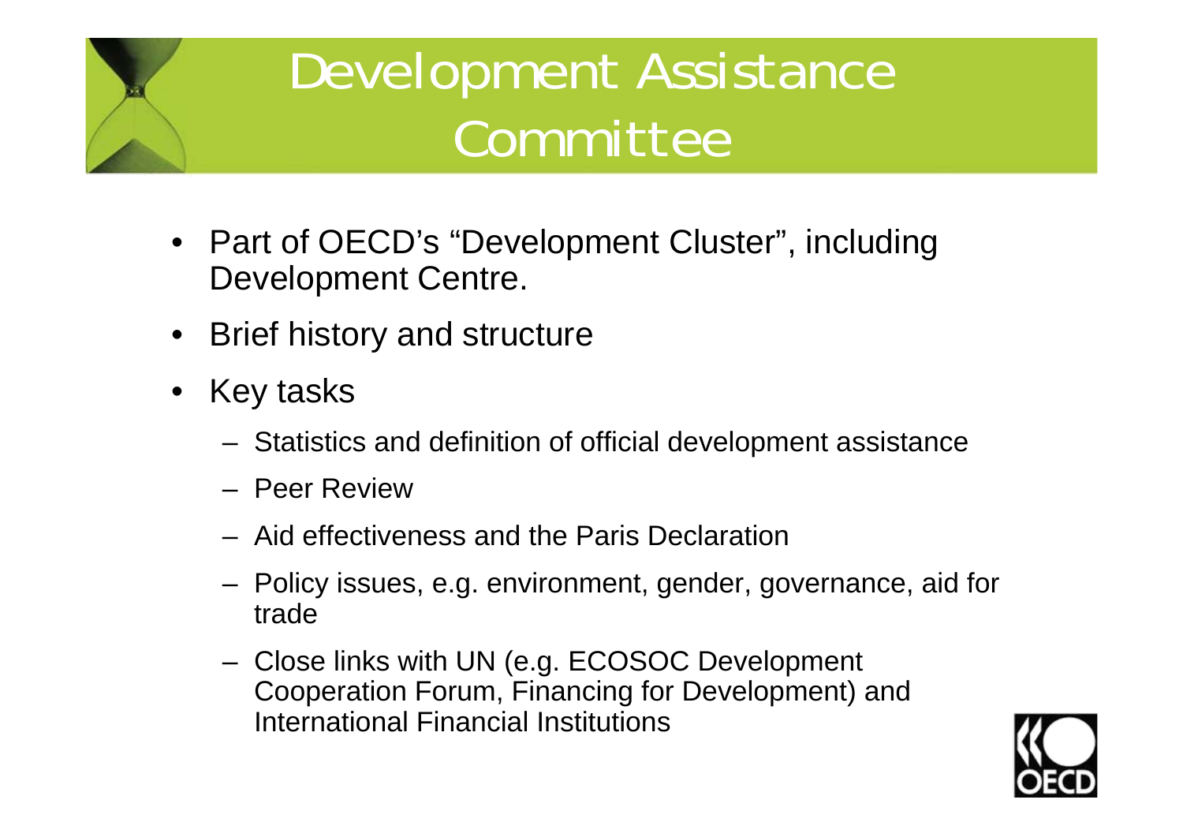# Development Assistance Committee

- Part of OECD's "Development Cluster", including Development Centre.
- Brief history and structure
- Key tasks
  - Statistics and definition of official development assistance
  - Peer Review
  - Aid effectiveness and the Paris Declaration
  - Policy issues, e.g. environment, gender, governance, aid for trade
  - Close links with UN (e.g. ECOSOC Development Cooperation Forum, Financing for Development) and International Financial Institutions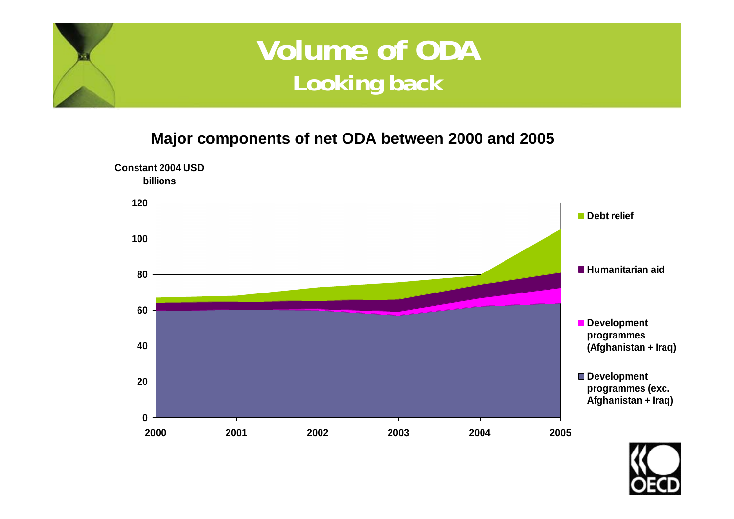# Volume of ODA

## Looking back

### Major components of net ODA between 2000 and 2005

Constant 2004 USD billions

- Debt relief
- Humanitarian aid
- Development programmes (Afghanistan + Iraq)
- Development programmes (exc. Afghanistan + Iraq)

120, 100, 80, 60, 40, 20, 0

2000, 2001, 2002, 2003, 2004, 2005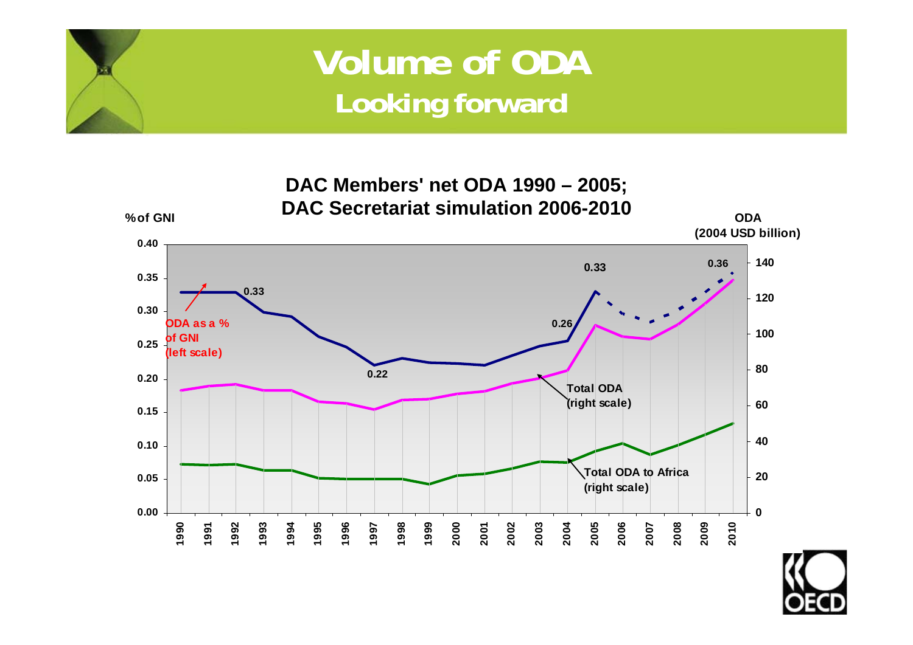# Volume of ODA

## Looking forward

**DAC Members' net ODA 1990 – 2005; DAC Secretariat simulation 2006-2010**

% of GNI

ODA (2004 USD billion)

ODA as a % of GNI (left scale)

Total ODA (right scale)

Total ODA to Africa (right scale)

0.33 | 0.22 | 0.26 | 0.33 | 0.36

1990 1991 1992 1993 1994 1995 1996 1997 1998 1999 2000 2001 2002 2003 2004 2005 2006 2007 2008 2009 2010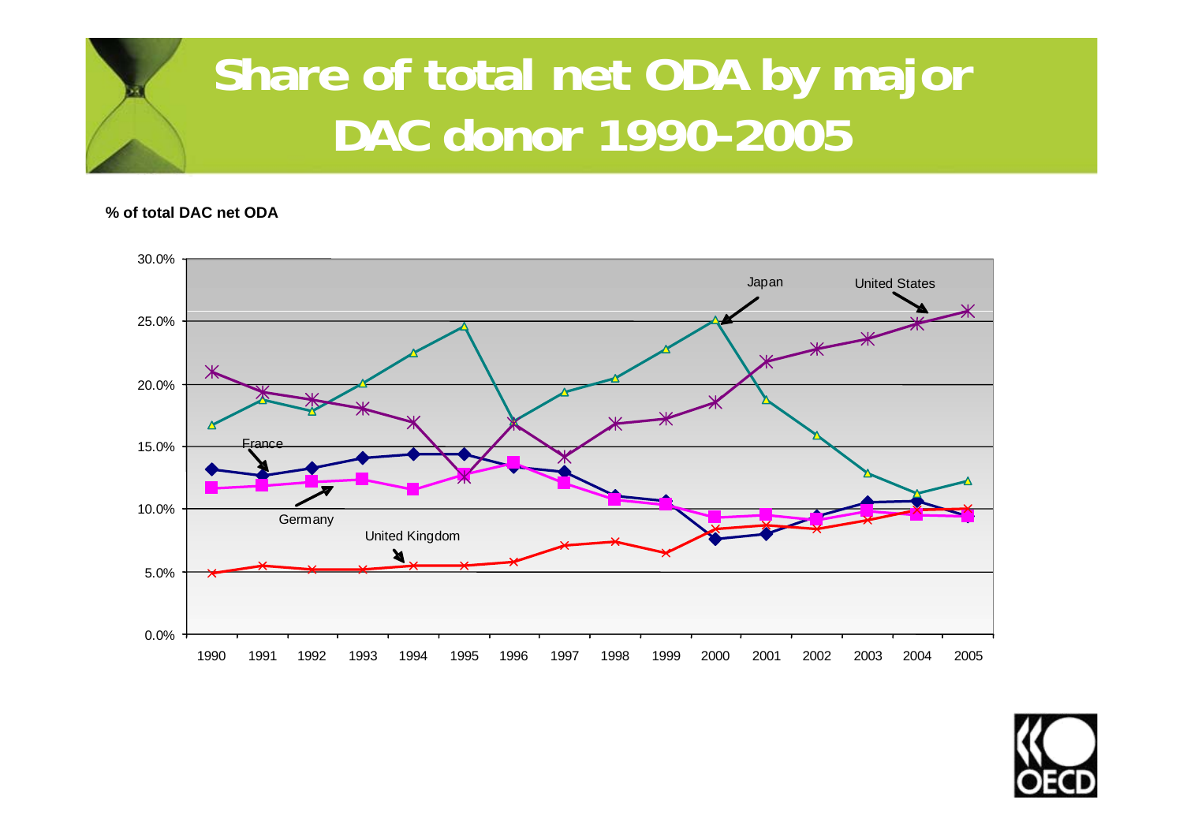# Share of total net ODA by major DAC donor 1990-2005

**% of total DAC net ODA**

30.0%
25.0%
20.0%
15.0%
10.0%
5.0%
0.0%

1990 1991 1992 1993 1994 1995 1996 1997 1998 1999 2000 2001 2002 2003 2004 2005

Japan

United States

France

Germany

United Kingdom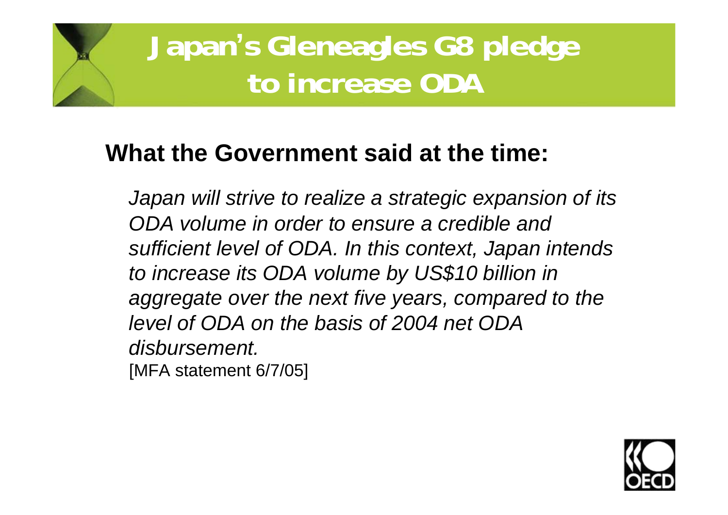# Japan's Gleneagles G8 pledge to increase ODA

## What the Government said at the time:

*Japan will strive to realize a strategic expansion of its ODA volume in order to ensure a credible and sufficient level of ODA. In this context, Japan intends to increase its ODA volume by US$10 billion in aggregate over the next five years, compared to the level of ODA on the basis of 2004 net ODA disbursement.*

[MFA statement 6/7/05]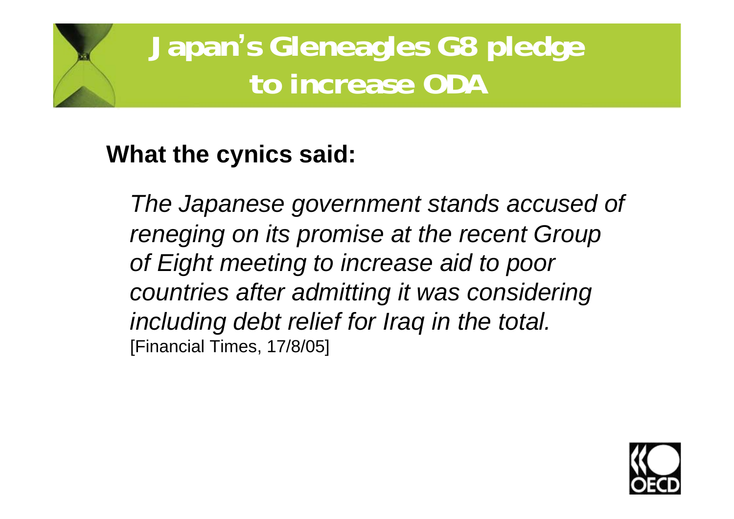# Japan's Gleneagles G8 pledge to increase ODA

**What the cynics said:**

*The Japanese government stands accused of reneging on its promise at the recent Group of Eight meeting to increase aid to poor countries after admitting it was considering including debt relief for Iraq in the total.*
[Financial Times, 17/8/05]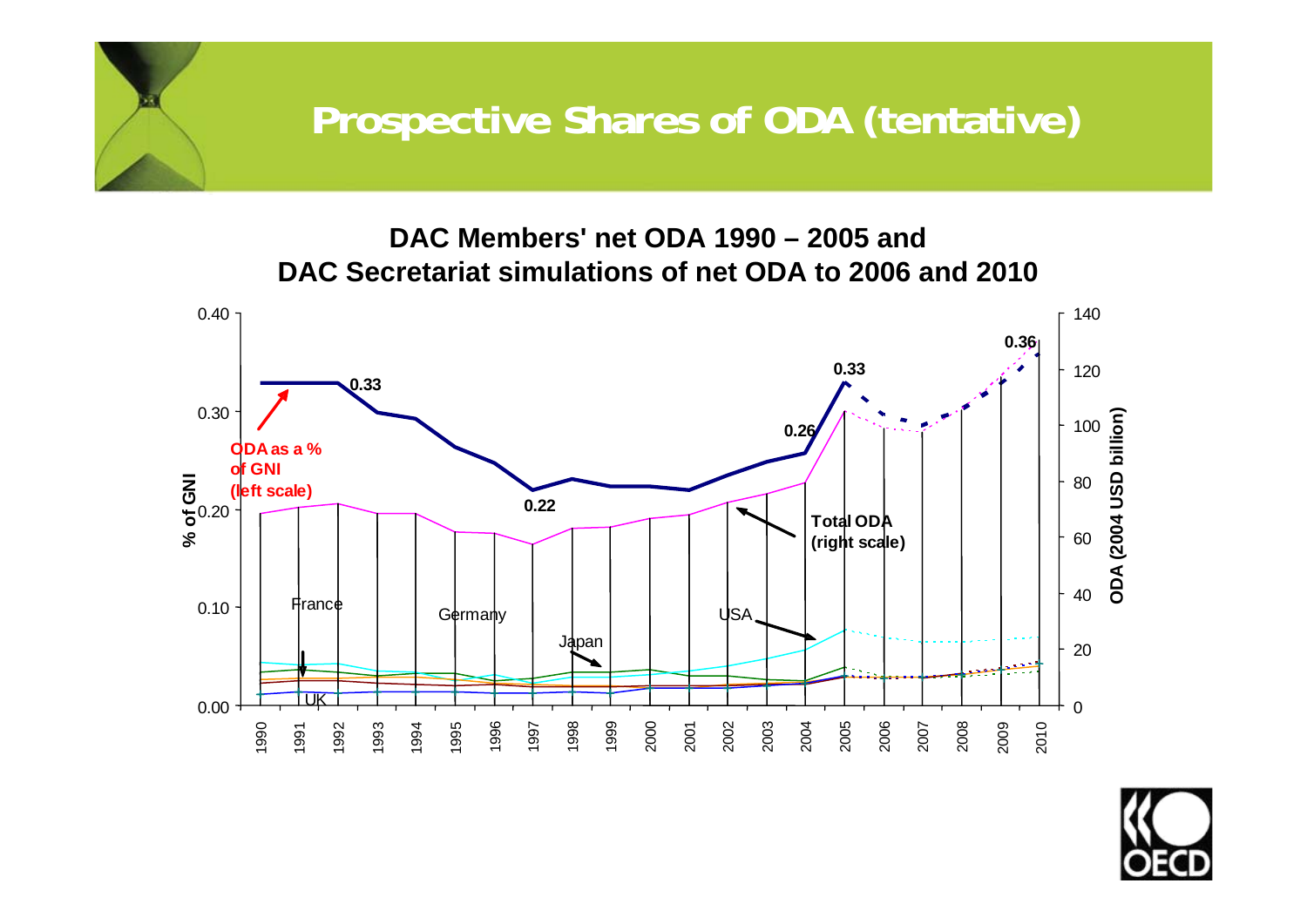# Prospective Shares of ODA (tentative)

## DAC Members' net ODA 1990 – 2005 and DAC Secretariat simulations of net ODA to 2006 and 2010

% of GNI: 0.00, 0.10, 0.20, 0.30, 0.40

ODA (2004 USD billion): 0, 20, 40, 60, 80, 100, 120, 140

1990, 1991, 1992, 1993, 1994, 1995, 1996, 1997, 1998, 1999, 2000, 2001, 2002, 2003, 2004, 2005, 2006, 2007, 2008, 2009, 2010

ODA as a % of GNI (left scale)

Total ODA (right scale)

0.33, 0.22, 0.26, 0.33, 0.36

France, Germany, Japan, USA, UK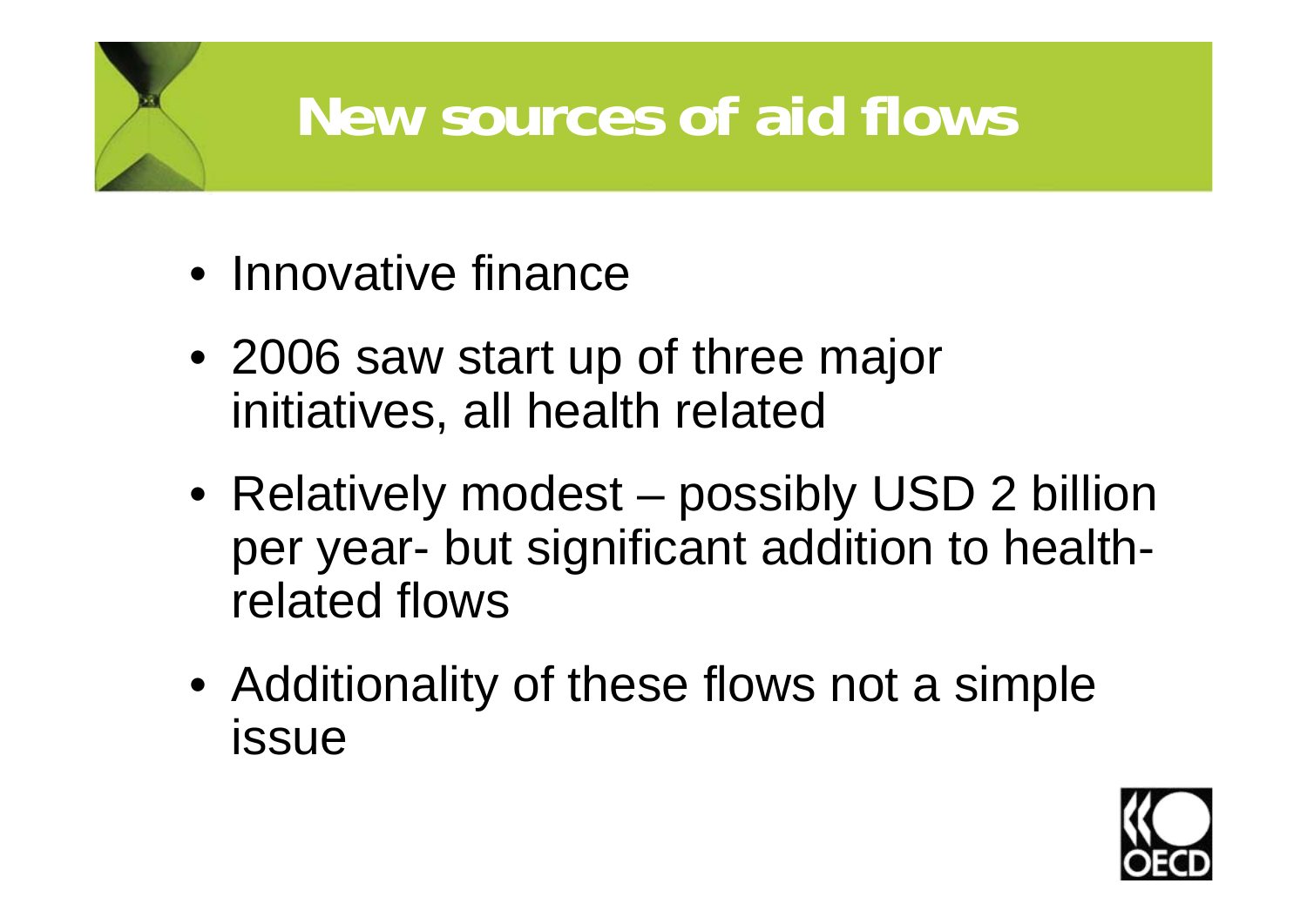# New sources of aid flows

- Innovative finance
- 2006 saw start up of three major initiatives, all health related
- Relatively modest – possibly USD 2 billion per year- but significant addition to health-related flows
- Additionality of these flows not a simple issue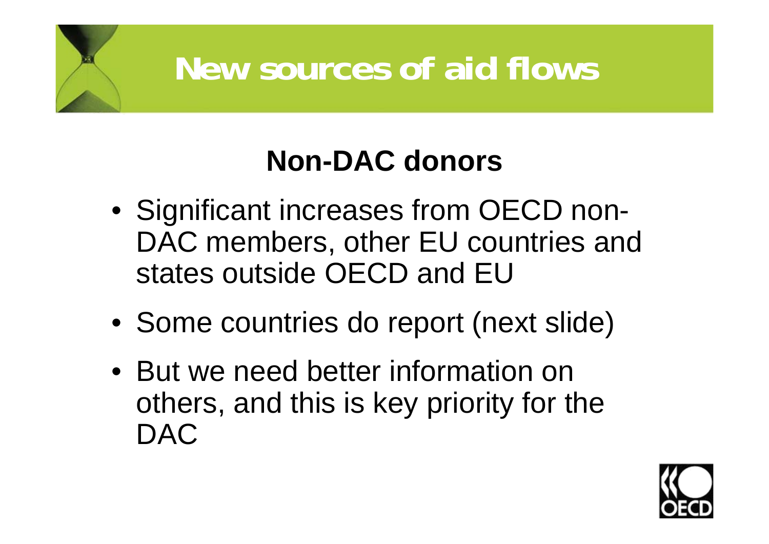# New sources of aid flows

## Non-DAC donors

- Significant increases from OECD non-DAC members, other EU countries and states outside OECD and EU
- Some countries do report (next slide)
- But we need better information on others, and this is key priority for the DAC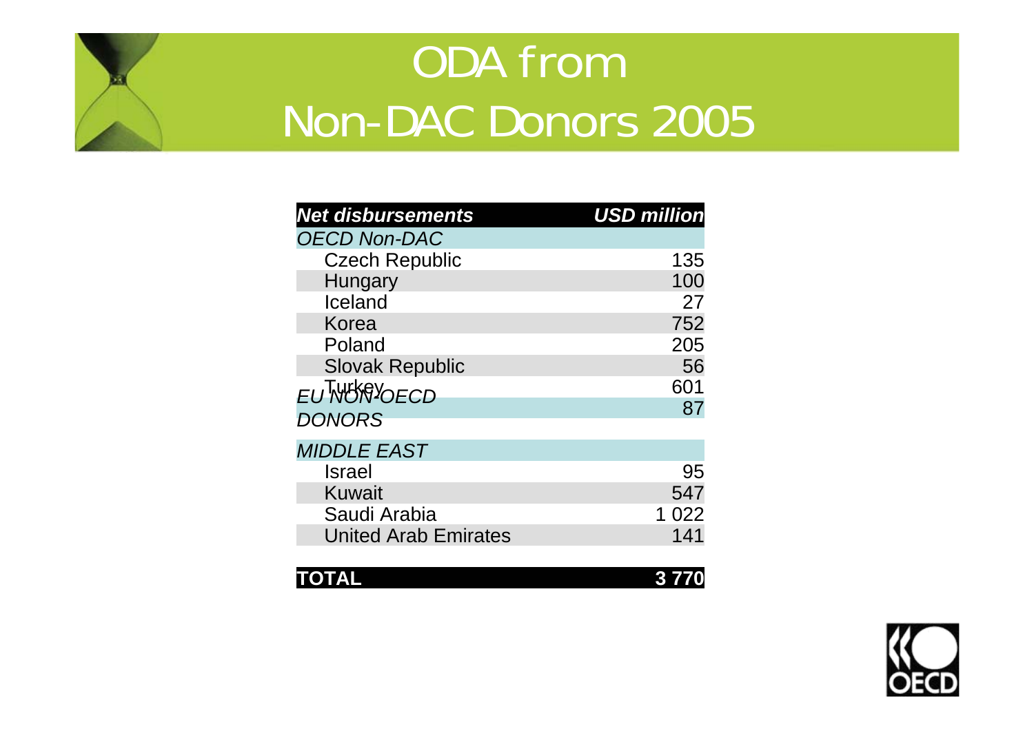# ODA from Non-DAC Donors 2005

| *Net disbursements* | *USD million* |
|---|---|
| *OECD Non-DAC* | |
| Czech Republic | 135 |
| Hungary | 100 |
| Iceland | 27 |
| Korea | 752 |
| Poland | 205 |
| Slovak Republic | 56 |
| Turkey | 601 |
| *EU NON-OECD DONORS* | 87 |
| *MIDDLE EAST* | |
| Israel | 95 |
| Kuwait | 547 |
| Saudi Arabia | 1 022 |
| United Arab Emirates | 141 |
| **TOTAL** | **3 770** |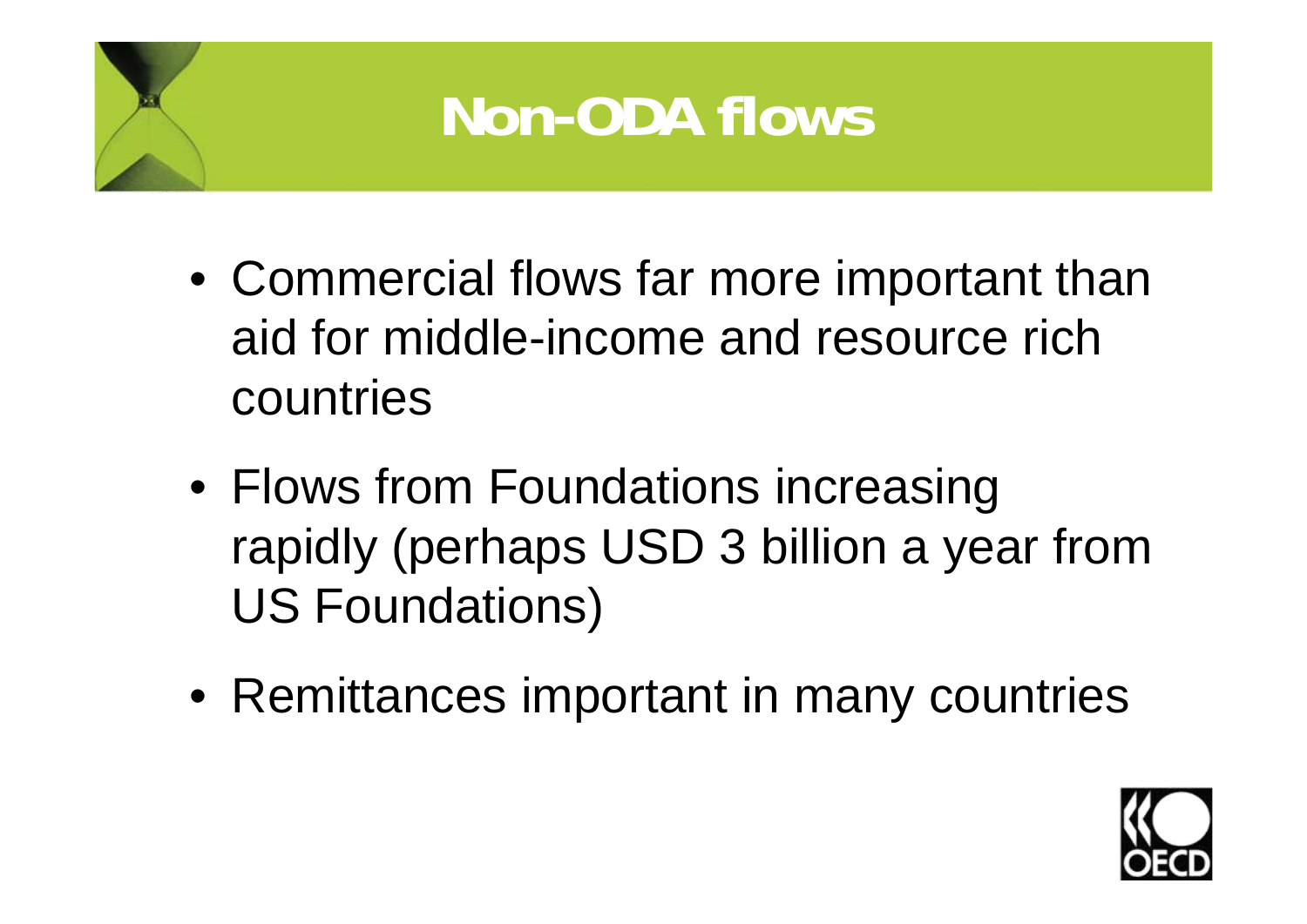# Non-ODA flows

- Commercial flows far more important than aid for middle-income and resource rich countries
- Flows from Foundations increasing rapidly (perhaps USD 3 billion a year from US Foundations)
- Remittances important in many countries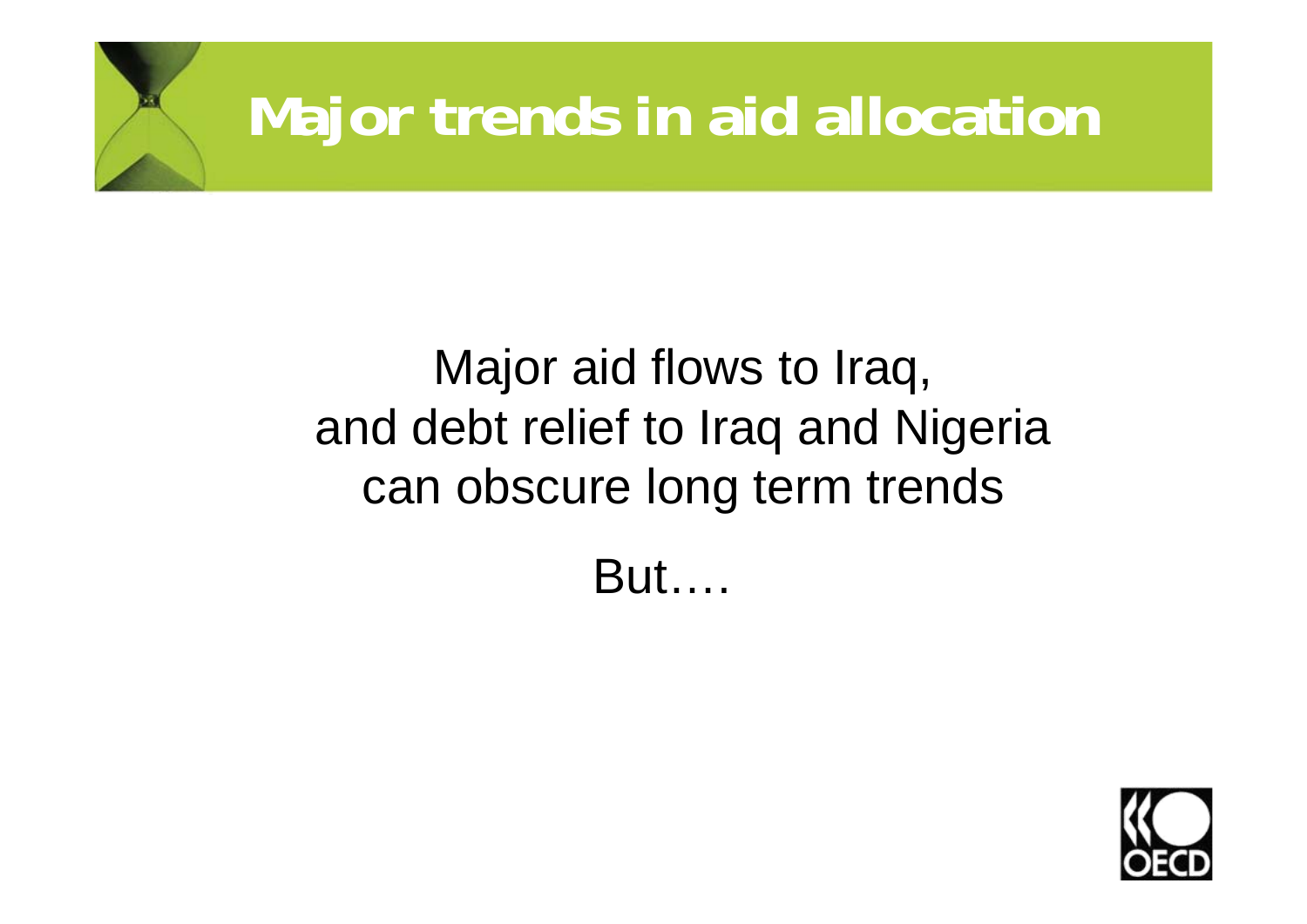# Major trends in aid allocation

Major aid flows to Iraq,
and debt relief to Iraq and Nigeria
can obscure long term trends

But….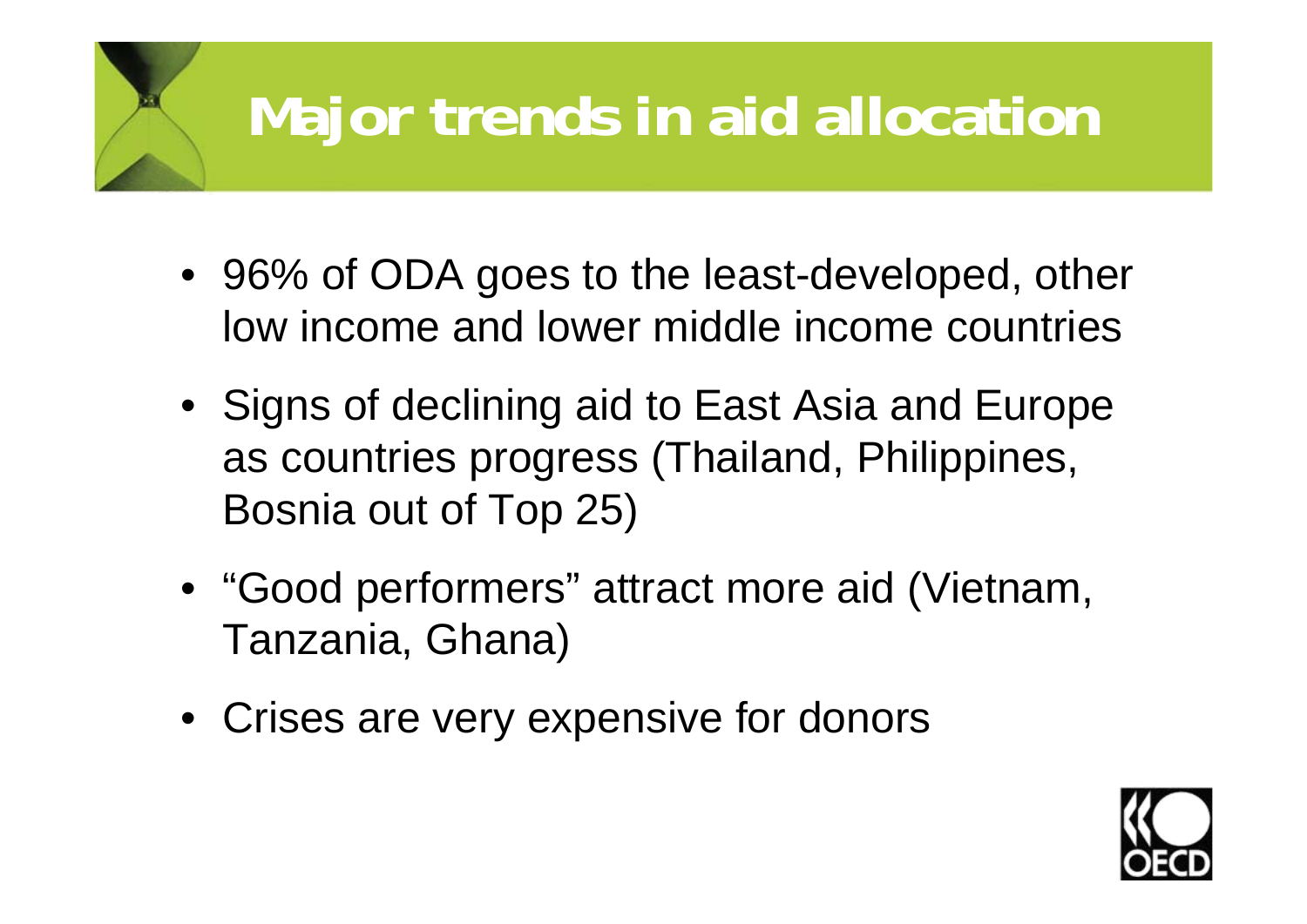# Major trends in aid allocation

- 96% of ODA goes to the least-developed, other low income and lower middle income countries
- Signs of declining aid to East Asia and Europe as countries progress (Thailand, Philippines, Bosnia out of Top 25)
- “Good performers” attract more aid (Vietnam, Tanzania, Ghana)
- Crises are very expensive for donors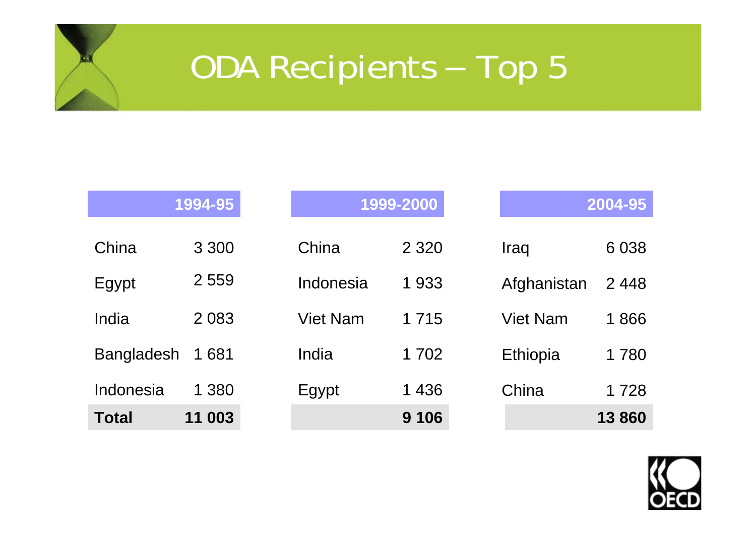# ODA Recipients – Top 5

| 1994-95 | |
|---|---|
| China | 3 300 |
| Egypt | 2 559 |
| India | 2 083 |
| Bangladesh | 1 681 |
| Indonesia | 1 380 |
| **Total** | **11 003** |

| 1999-2000 | |
|---|---|
| China | 2 320 |
| Indonesia | 1 933 |
| Viet Nam | 1 715 |
| India | 1 702 |
| Egypt | 1 436 |
| | **9 106** |

| 2004-95 | |
|---|---|
| Iraq | 6 038 |
| Afghanistan | 2 448 |
| Viet Nam | 1 866 |
| Ethiopia | 1 780 |
| China | 1 728 |
| | **13 860** |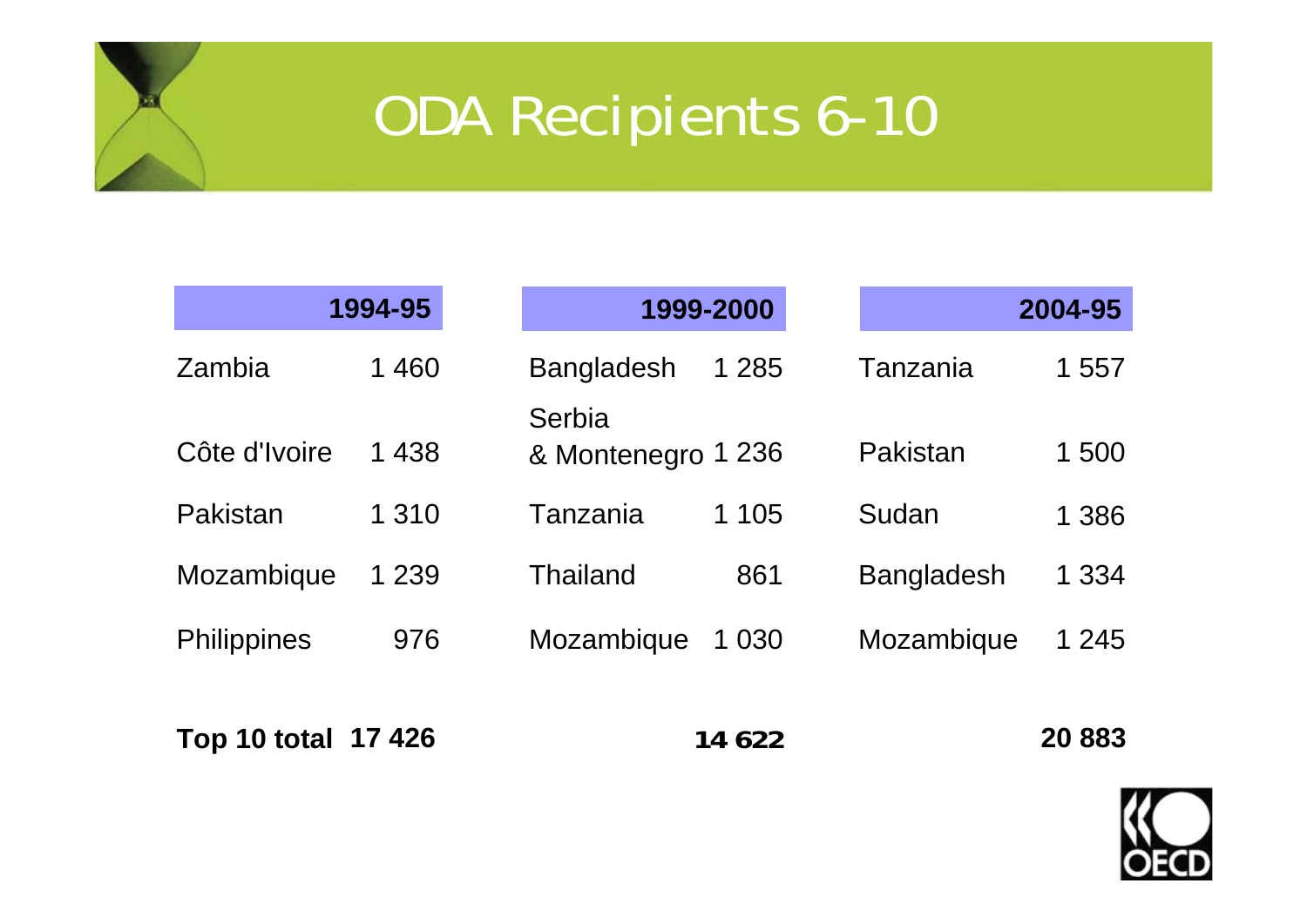# ODA Recipients 6-10

| 1994-95 | | 1999-2000 | | 2004-95 | |
|---|---|---|---|---|---|
| Zambia | 1 460 | Bangladesh | 1 285 | Tanzania | 1 557 |
| Côte d'Ivoire | 1 438 | Serbia & Montenegro | 1 236 | Pakistan | 1 500 |
| Pakistan | 1 310 | Tanzania | 1 105 | Sudan | 1 386 |
| Mozambique | 1 239 | Thailand | 861 | Bangladesh | 1 334 |
| Philippines | 976 | Mozambique | 1 030 | Mozambique | 1 245 |
| **Top 10 total** | **17 426** | | **14 622** | | **20 883** |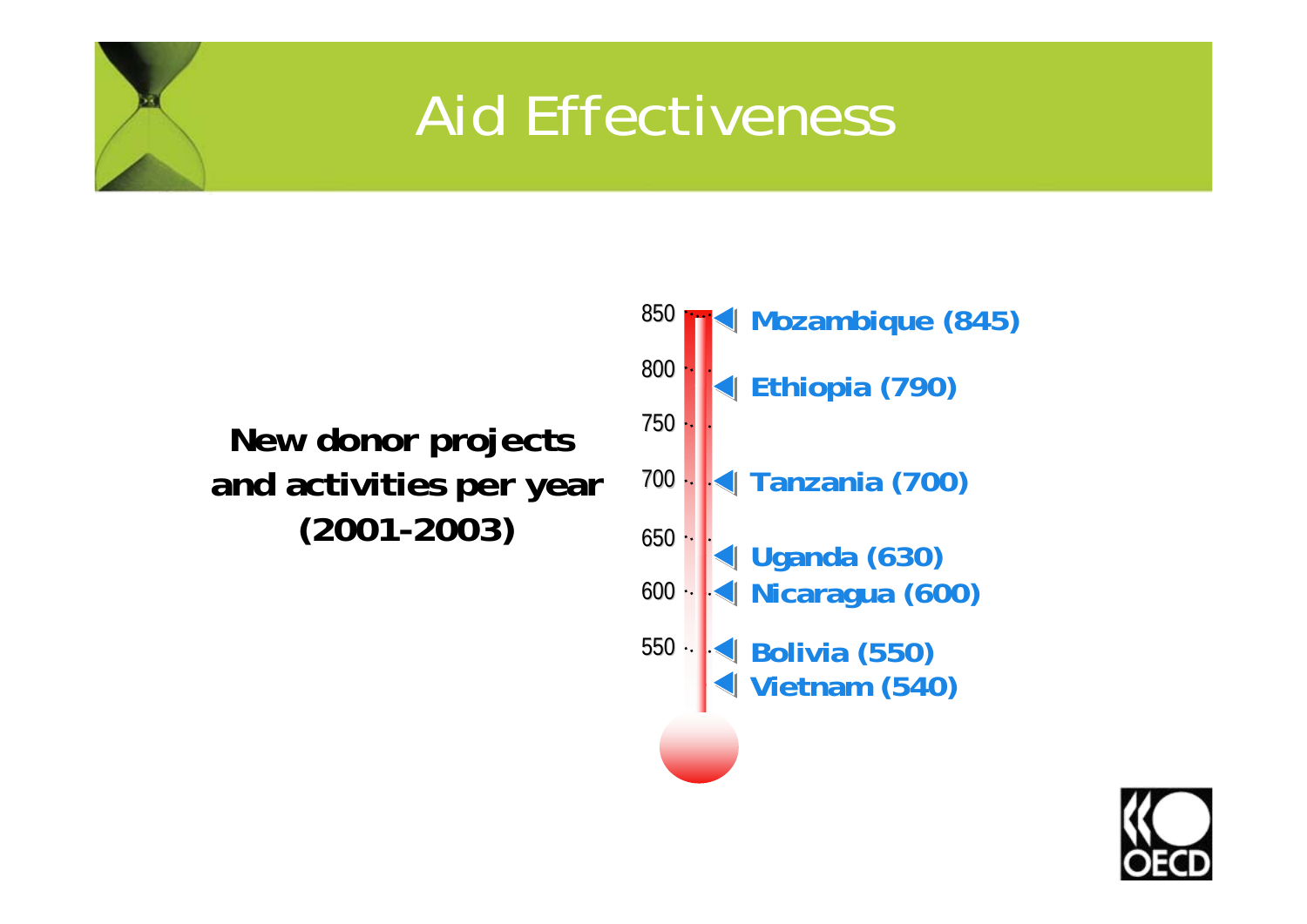# Aid Effectiveness

**New donor projects and activities per year (2001-2003)**

- Mozambique (845)
- Ethiopia (790)
- Tanzania (700)
- Uganda (630)
- Nicaragua (600)
- Bolivia (550)
- Vietnam (540)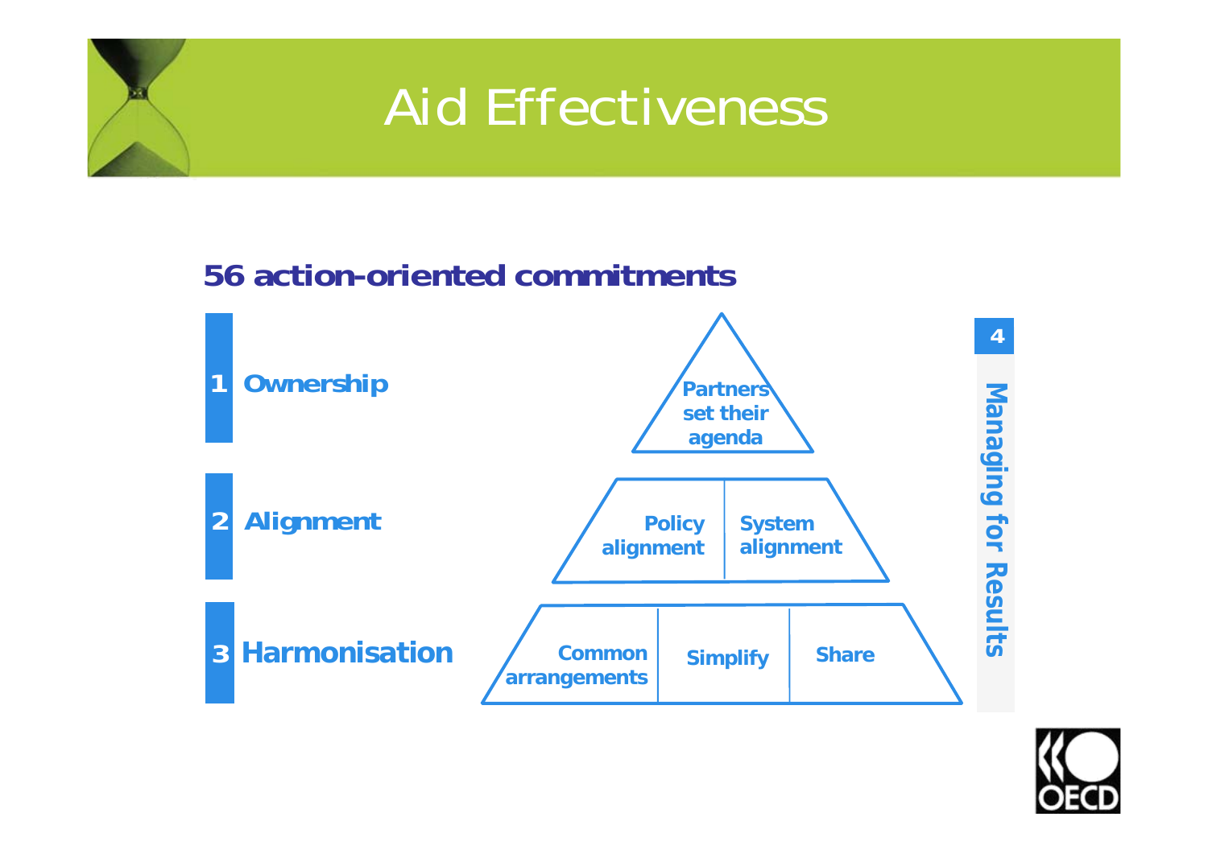# Aid Effectiveness

## 56 action-oriented commitments

**1 Ownership**
- Partners set their agenda

**2 Alignment**
- Policy alignment
- System alignment

**3 Harmonisation**
- Common arrangements
- Simplify
- Share

**4 Managing for Results**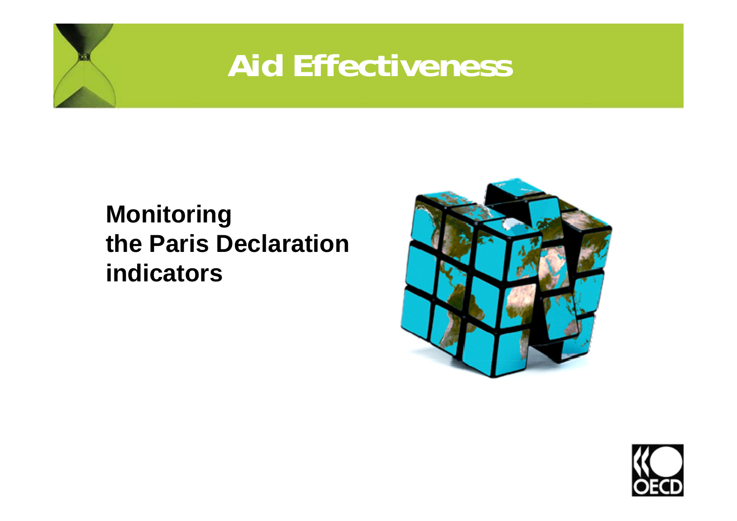# Aid Effectiveness

**Monitoring the Paris Declaration indicators**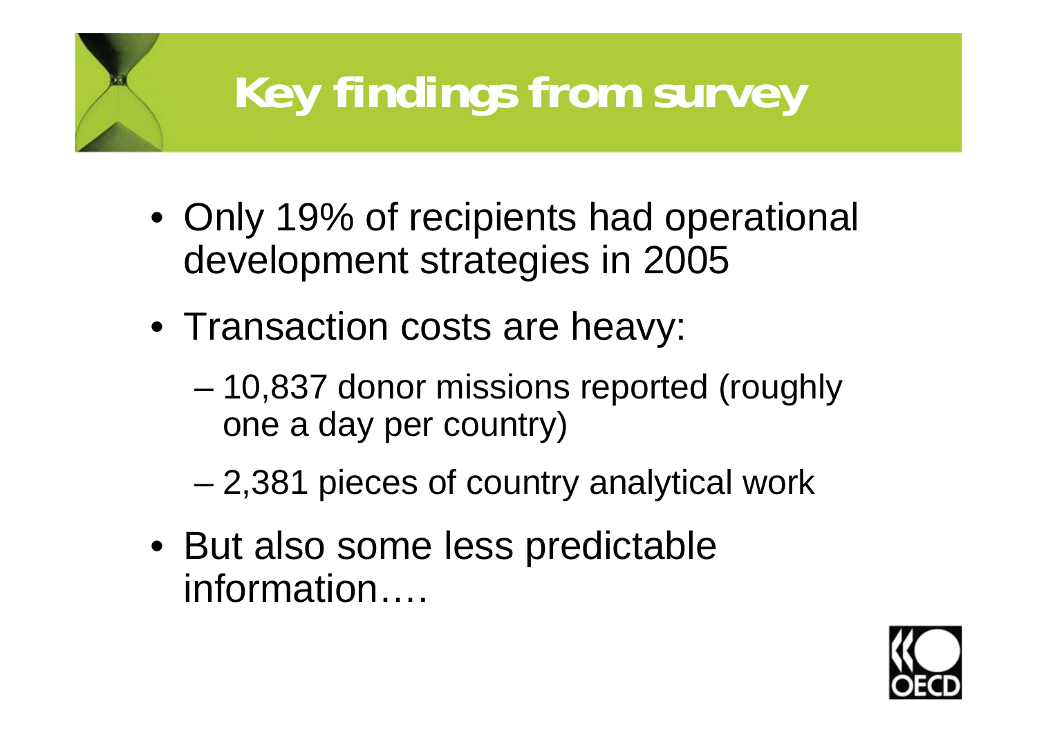# Key findings from survey

- Only 19% of recipients had operational development strategies in 2005
- Transaction costs are heavy:
  - 10,837 donor missions reported (roughly one a day per country)
  - 2,381 pieces of country analytical work
- But also some less predictable information….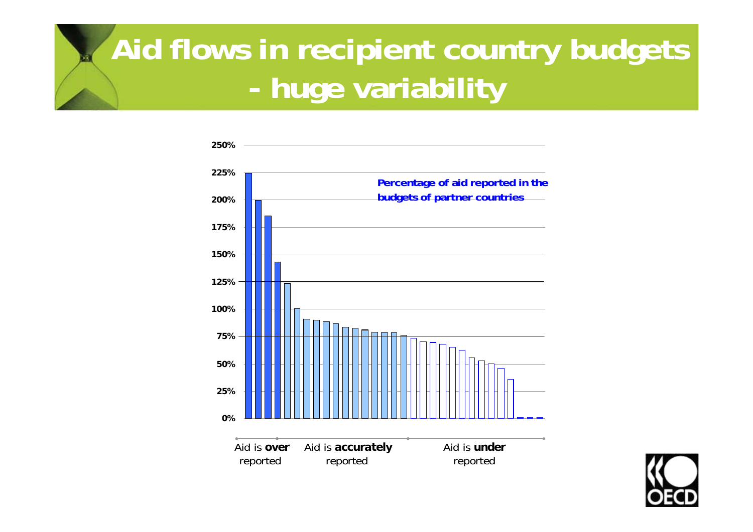# Aid flows in recipient country budgets - huge variability

Percentage of aid reported in the budgets of partner countries

Aid is **over** reported | Aid is **accurately** reported | Aid is **under** reported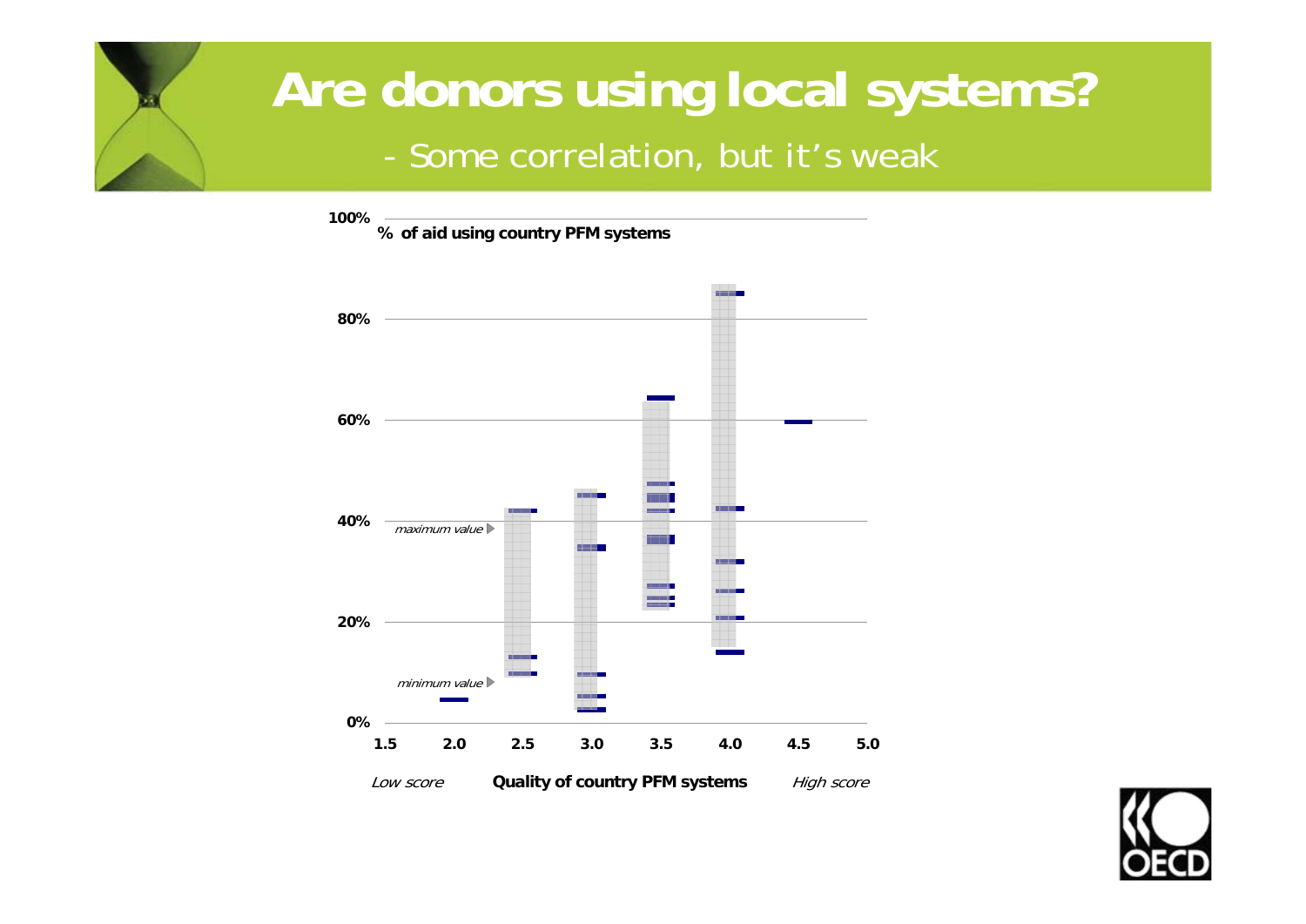# Are donors using local systems?

- Some correlation, but it's weak

100% % of aid using country PFM systems

80%

60%

40% *maximum value*

20%

*minimum value*

0%

1.5 2.0 2.5 3.0 3.5 4.0 4.5 5.0

*Low score* **Quality of country PFM systems** *High score*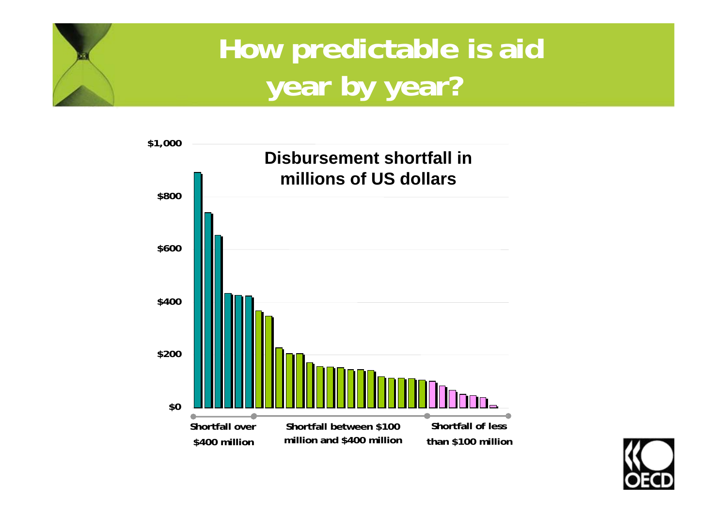# How predictable is aid year by year?

**Disbursement shortfall in millions of US dollars**

$1,000

$800

$600

$400

$200

$0

Shortfall over $400 million

Shortfall between $100 million and $400 million

Shortfall of less than $100 million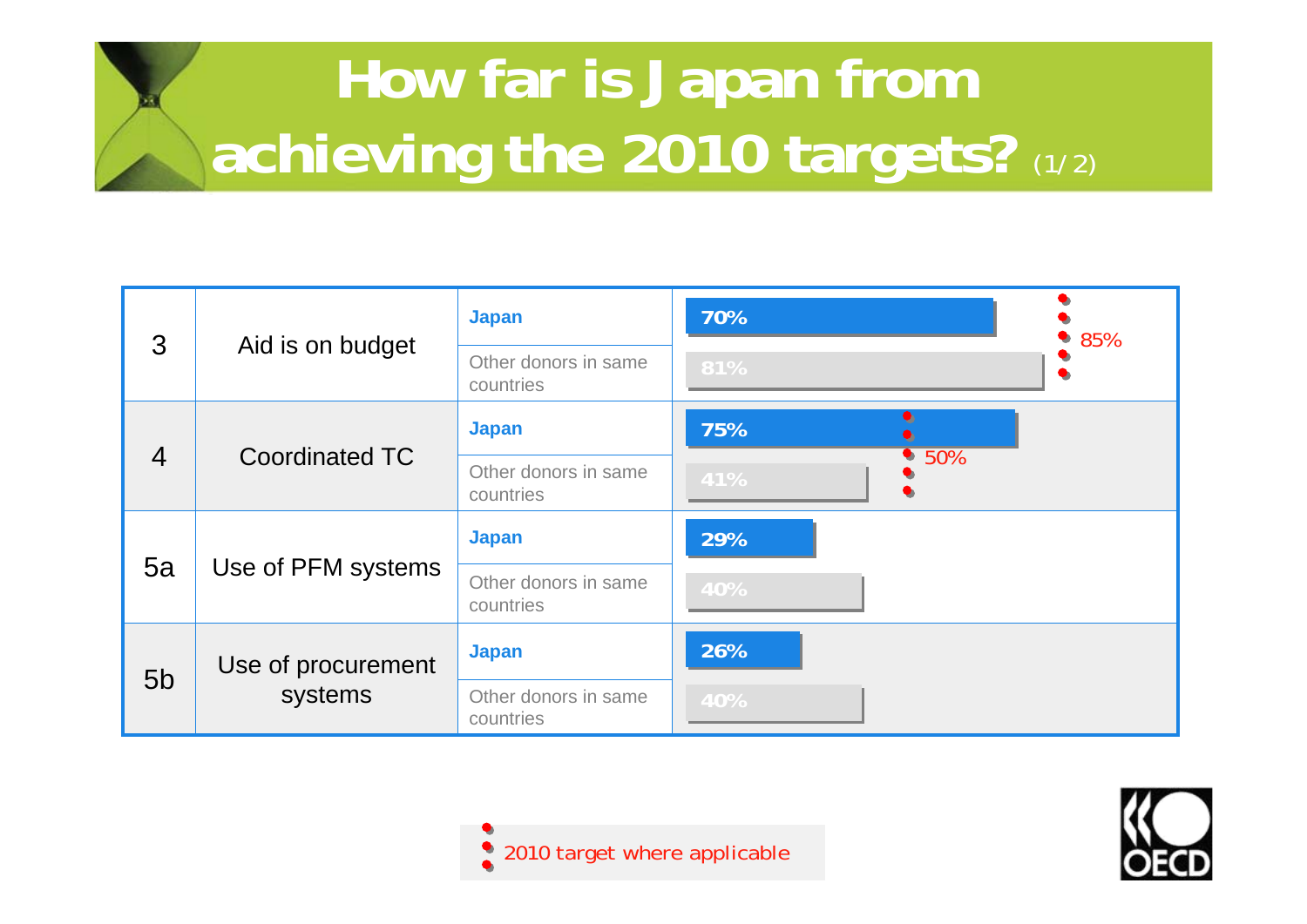# How far is Japan from achieving the 2010 targets? (1/2)

| Indicator | | | Value | 2010 target |
|---|---|---|---|---|
| 3 | Aid is on budget | Japan | 70% | 85% |
| | | Other donors in same countries | 81% | |
| 4 | Coordinated TC | Japan | 75% | 50% |
| | | Other donors in same countries | 41% | |
| 5a | Use of PFM systems | Japan | 29% | |
| | | Other donors in same countries | 40% | |
| 5b | Use of procurement systems | Japan | 26% | |
| | | Other donors in same countries | 40% | |

2010 target where applicable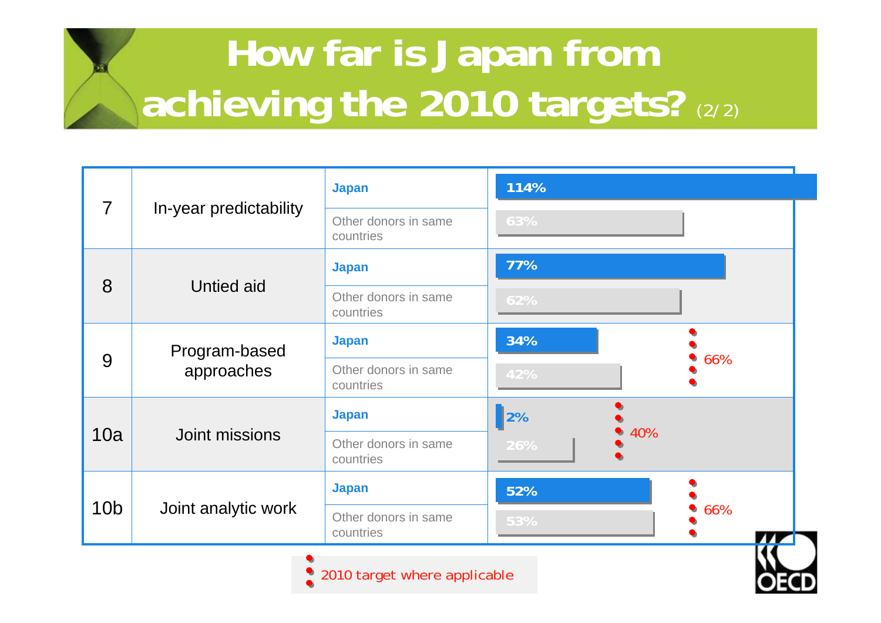# How far is Japan from achieving the 2010 targets? (2/2)

| | Indicator | | Value | 2010 target |
|---|---|---|---|---|
| 7 | In-year predictability | Japan | 114% | |
| | | Other donors in same countries | 63% | |
| 8 | Untied aid | Japan | 77% | |
| | | Other donors in same countries | 62% | |
| 9 | Program-based approaches | Japan | 34% | 66% |
| | | Other donors in same countries | 42% | |
| 10a | Joint missions | Japan | 2% | 40% |
| | | Other donors in same countries | 26% | |
| 10b | Joint analytic work | Japan | 52% | 66% |
| | | Other donors in same countries | 53% | |

2010 target where applicable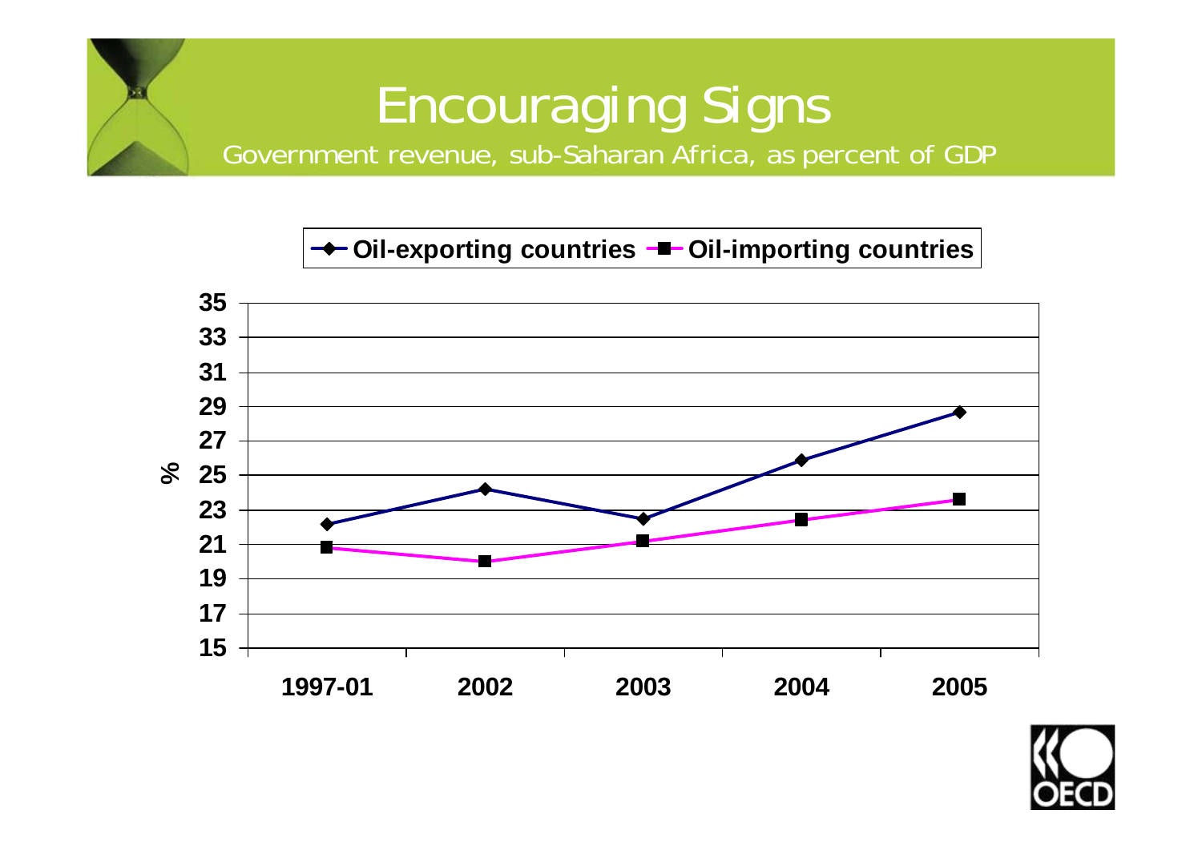# Encouraging Signs

Government revenue, sub-Saharan Africa, as percent of GDP

Oil-exporting countries | Oil-importing countries

%

35
33
31
29
27
25
23
21
19
17
15

1997-01 | 2002 | 2003 | 2004 | 2005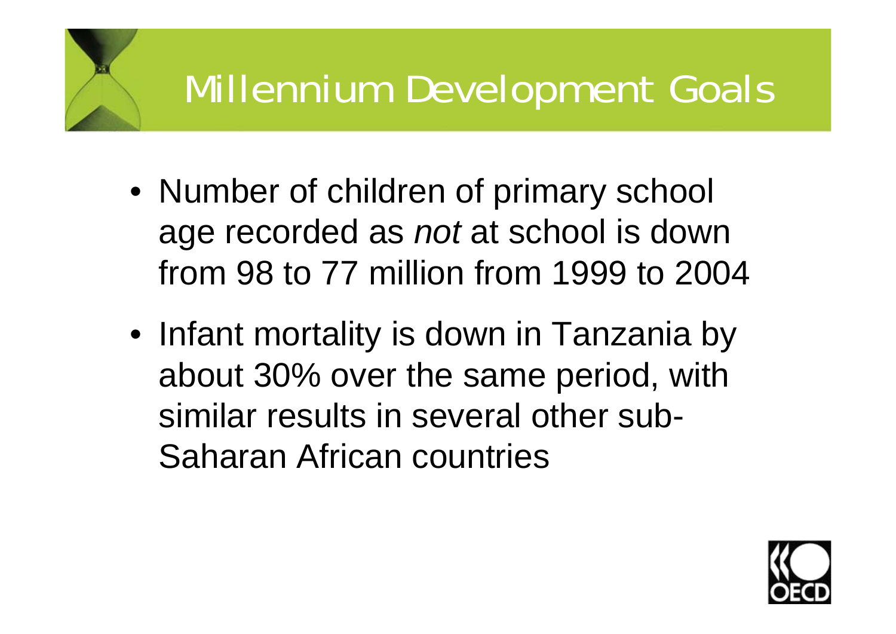# Millennium Development Goals

- Number of children of primary school age recorded as *not* at school is down from 98 to 77 million from 1999 to 2004
- Infant mortality is down in Tanzania by about 30% over the same period, with similar results in several other sub-Saharan African countries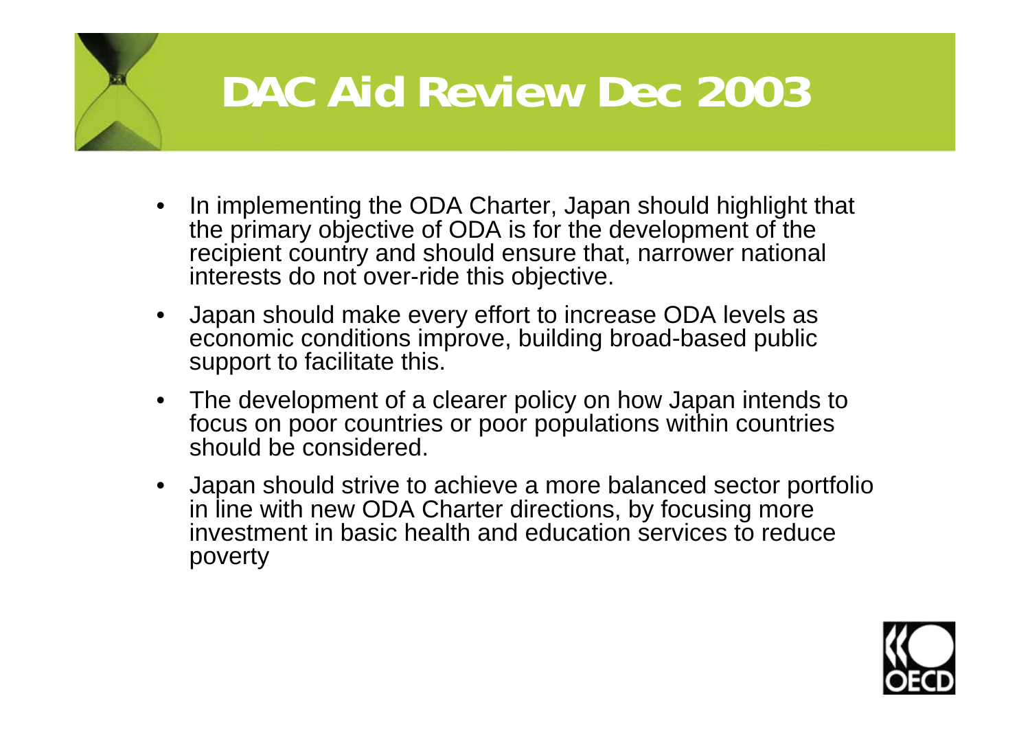# DAC Aid Review Dec 2003

- In implementing the ODA Charter, Japan should highlight that the primary objective of ODA is for the development of the recipient country and should ensure that, narrower national interests do not over-ride this objective.
- Japan should make every effort to increase ODA levels as economic conditions improve, building broad-based public support to facilitate this.
- The development of a clearer policy on how Japan intends to focus on poor countries or poor populations within countries should be considered.
- Japan should strive to achieve a more balanced sector portfolio in line with new ODA Charter directions, by focusing more investment in basic health and education services to reduce poverty